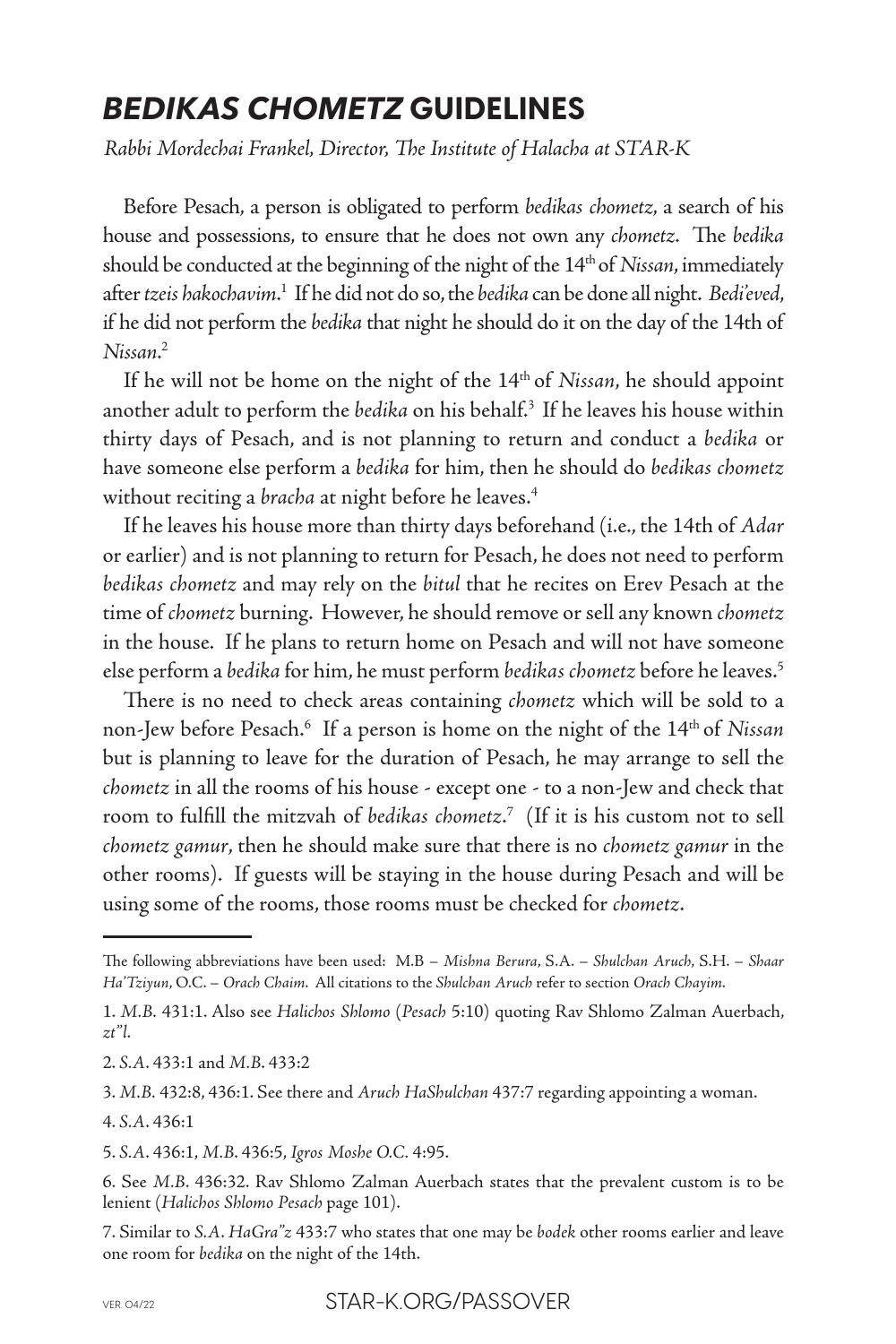# *BEDIKAS CHOMETZ* GUIDELINES

*Rabbi Mordechai Frankel, Director, The Institute of Halacha at STAR-K*

Before Pesach, a person is obligated to perform *bedikas chometz*, a search of his house and possessions, to ensure that he does not own any *chometz*. The *bedika* should be conducted at the beginning of the night of the 14th of *Nissan*, immediately after *tzeis hakochavim*.[1] If he did not do so, the *bedika* can be done all night. *Bedi'eved*, if he did not perform the *bedika* that night he should do it on the day of the 14th of *Nissan*.[2]

If he will not be home on the night of the 14th of *Nissan*, he should appoint another adult to perform the *bedika* on his behalf.[3] If he leaves his house within thirty days of Pesach, and is not planning to return and conduct a *bedika* or have someone else perform a *bedika* for him, then he should do *bedikas chometz* without reciting a *bracha* at night before he leaves.[4]

If he leaves his house more than thirty days beforehand (i.e., the 14th of *Adar* or earlier) and is not planning to return for Pesach, he does not need to perform *bedikas chometz* and may rely on the *bitul* that he recites on Erev Pesach at the time of *chometz* burning. However, he should remove or sell any known *chometz* in the house. If he plans to return home on Pesach and will not have someone else perform a *bedika* for him, he must perform *bedikas chometz* before he leaves.[5]

There is no need to check areas containing *chometz* which will be sold to a non-Jew before Pesach.[6] If a person is home on the night of the 14th of *Nissan* but is planning to leave for the duration of Pesach, he may arrange to sell the *chometz* in all the rooms of his house - except one - to a non-Jew and check that room to fulfill the mitzvah of *bedikas chometz*.[7] (If it is his custom not to sell *chometz gamur*, then he should make sure that there is no *chometz gamur* in the other rooms). If guests will be staying in the house during Pesach and will be using some of the rooms, those rooms must be checked for *chometz*.

---

The following abbreviations have been used: M.B – *Mishna Berura*, S.A. – *Shulchan Aruch*, S.H. – *Shaar Ha'Tziyun*, O.C. – *Orach Chaim*. All citations to the *Shulchan Aruch* refer to section *Orach Chayim*.

1. *M.B.* 431:1. Also see *Halichos Shlomo* (*Pesach* 5:10) quoting Rav Shlomo Zalman Auerbach, *zt"l*.

2. *S.A.* 433:1 and *M.B.* 433:2

3. *M.B.* 432:8, 436:1. See there and *Aruch HaShulchan* 437:7 regarding appointing a woman.

4. *S.A.* 436:1

5. *S.A.* 436:1, *M.B.* 436:5, *Igros Moshe O.C.* 4:95.

6. See *M.B.* 436:32. Rav Shlomo Zalman Auerbach states that the prevalent custom is to be lenient (*Halichos Shlomo Pesach* page 101).

7. Similar to *S.A. HaGra"z* 433:7 who states that one may be *bodek* other rooms earlier and leave one room for *bedika* on the night of the 14th.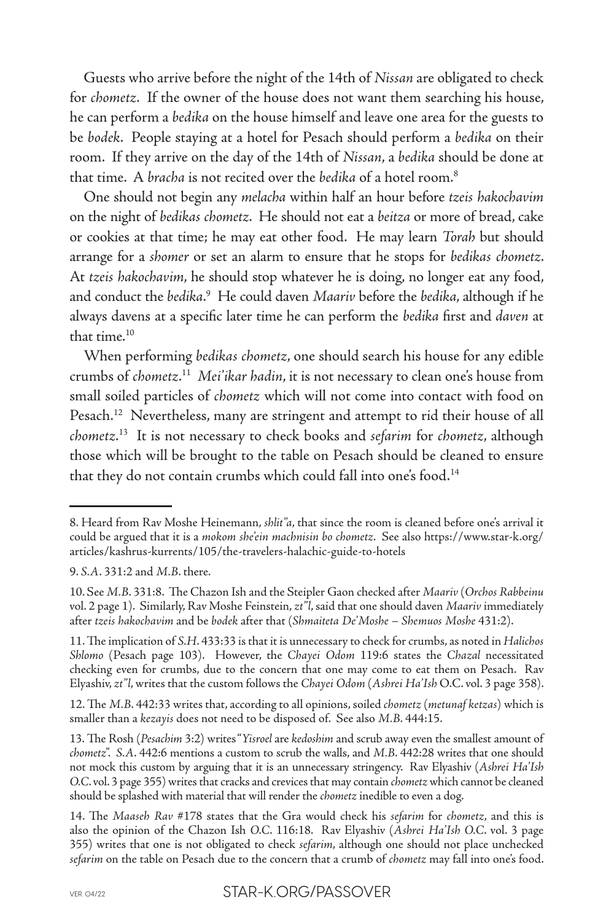Guests who arrive before the night of the 14th of *Nissan* are obligated to check for *chometz*. If the owner of the house does not want them searching his house, he can perform a *bedika* on the house himself and leave one area for the guests to be *bodek*. People staying at a hotel for Pesach should perform a *bedika* on their room. If they arrive on the day of the 14th of *Nissan*, a *bedika* should be done at that time. A *bracha* is not recited over the *bedika* of a hotel room.[8]

One should not begin any *melacha* within half an hour before *tzeis hakochavim* on the night of *bedikas chometz*. He should not eat a *beitza* or more of bread, cake or cookies at that time; he may eat other food. He may learn *Torah* but should arrange for a *shomer* or set an alarm to ensure that he stops for *bedikas chometz*. At *tzeis hakochavim*, he should stop whatever he is doing, no longer eat any food, and conduct the *bedika*.[9] He could daven *Maariv* before the *bedika*, although if he always davens at a specific later time he can perform the *bedika* first and *daven* at that time.[10]

When performing *bedikas chometz*, one should search his house for any edible crumbs of *chometz*.[11] *Mei'ikar hadin*, it is not necessary to clean one's house from small soiled particles of *chometz* which will not come into contact with food on Pesach.[12] Nevertheless, many are stringent and attempt to rid their house of all *chometz*.[13] It is not necessary to check books and *sefarim* for *chometz*, although those which will be brought to the table on Pesach should be cleaned to ensure that they do not contain crumbs which could fall into one's food.[14]

---

8. Heard from Rav Moshe Heinemann, *shlit"a*, that since the room is cleaned before one's arrival it could be argued that it is a *mokom she'ein machnisin bo chometz*. See also https://www.star-k.org/articles/kashrus-kurrents/105/the-travelers-halachic-guide-to-hotels

9. *S.A.* 331:2 and *M.B.* there.

10. See *M.B.* 331:8. The Chazon Ish and the Steipler Gaon checked after *Maariv* (*Orchos Rabbeinu* vol. 2 page 1). Similarly, Rav Moshe Feinstein, *zt"l*, said that one should daven *Maariv* immediately after *tzeis hakochavim* and be *bodek* after that (*Shmaiteta De'Moshe – Shemuos Moshe* 431:2).

11. The implication of *S.H.* 433:33 is that it is unnecessary to check for crumbs, as noted in *Halichos Shlomo* (Pesach page 103). However, the *Chayei Odom* 119:6 states the *Chazal* necessitated checking even for crumbs, due to the concern that one may come to eat them on Pesach. Rav Elyashiv, *zt"l*, writes that the custom follows the *Chayei Odom* (*Ashrei Ha'Ish* O.C. vol. 3 page 358).

12. The *M.B.* 442:33 writes that, according to all opinions, soiled *chometz* (*metunaf ketzas*) which is smaller than a *kezayis* does not need to be disposed of. See also *M.B.* 444:15.

13. The Rosh (*Pesachim* 3:2) writes "*Yisroel* are *kedoshim* and scrub away even the smallest amount of *chometz*". *S.A.* 442:6 mentions a custom to scrub the walls, and *M.B.* 442:28 writes that one should not mock this custom by arguing that it is an unnecessary stringency. Rav Elyashiv (*Ashrei Ha'Ish* O.C. vol. 3 page 355) writes that cracks and crevices that may contain *chometz* which cannot be cleaned should be splashed with material that will render the *chometz* inedible to even a dog.

14. The *Maaseh Rav* #178 states that the Gra would check his *sefarim* for *chometz*, and this is also the opinion of the Chazon Ish O.C. 116:18. Rav Elyashiv (*Ashrei Ha'Ish* O.C. vol. 3 page 355) writes that one is not obligated to check *sefarim*, although one should not place unchecked *sefarim* on the table on Pesach due to the concern that a crumb of *chometz* may fall into one's food.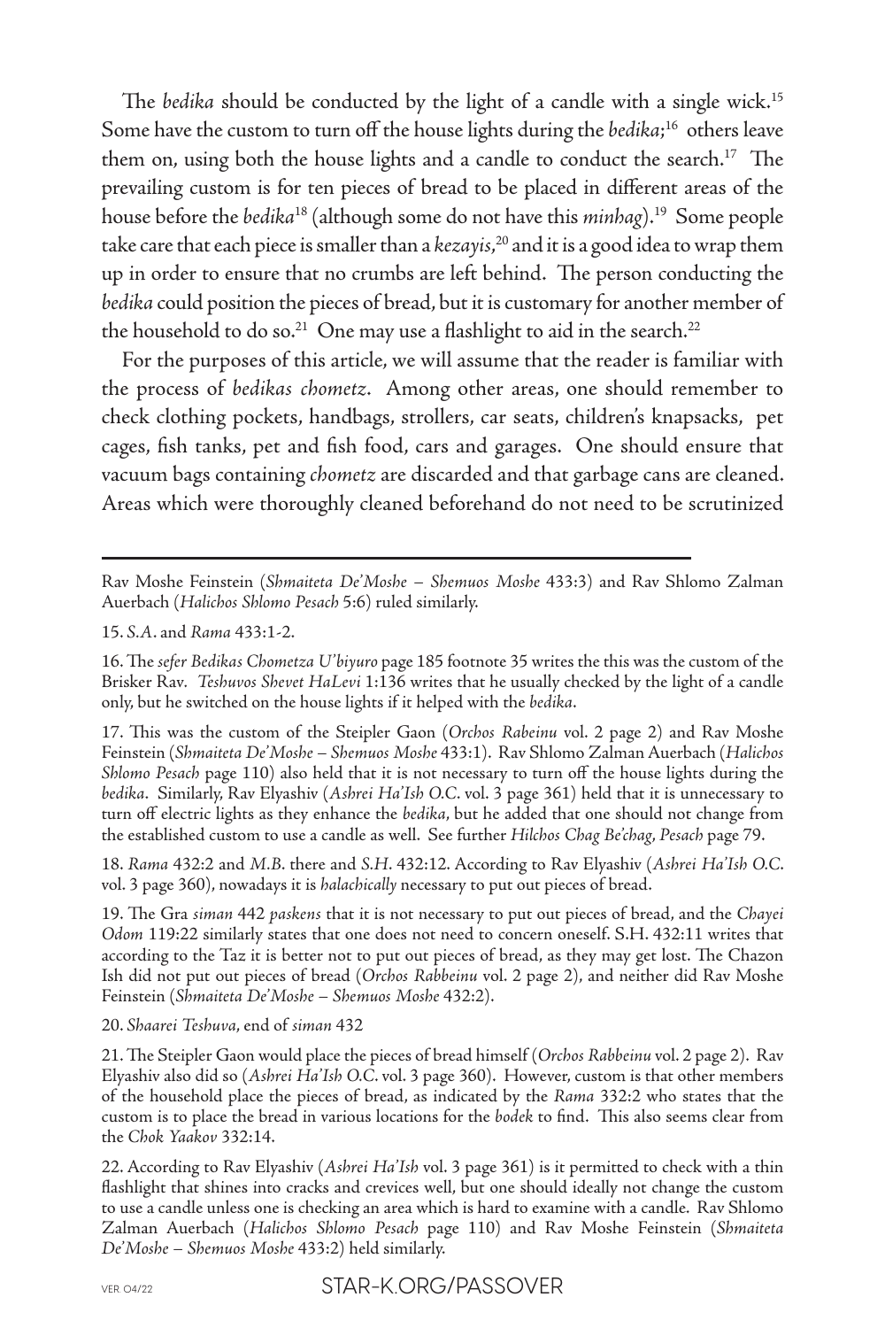The *bedika* should be conducted by the light of a candle with a single wick.[15] Some have the custom to turn off the house lights during the *bedika*;[16] others leave them on, using both the house lights and a candle to conduct the search.[17] The prevailing custom is for ten pieces of bread to be placed in different areas of the house before the *bedika*[18] (although some do not have this *minhag*).[19] Some people take care that each piece is smaller than a *kezayis*,[20] and it is a good idea to wrap them up in order to ensure that no crumbs are left behind. The person conducting the *bedika* could position the pieces of bread, but it is customary for another member of the household to do so.[21] One may use a flashlight to aid in the search.[22]

For the purposes of this article, we will assume that the reader is familiar with the process of *bedikas chometz*. Among other areas, one should remember to check clothing pockets, handbags, strollers, car seats, children's knapsacks, pet cages, fish tanks, pet and fish food, cars and garages. One should ensure that vacuum bags containing *chometz* are discarded and that garbage cans are cleaned. Areas which were thoroughly cleaned beforehand do not need to be scrutinized

---

Rav Moshe Feinstein (*Shmaiteta De'Moshe – Shemuos Moshe* 433:3) and Rav Shlomo Zalman Auerbach (*Halichos Shlomo Pesach* 5:6) ruled similarly.

15. *S.A.* and *Rama* 433:1-2.

16. The *sefer Bedikas Chometza U'biyuro* page 185 footnote 35 writes the this was the custom of the Brisker Rav. *Teshuvos Shevet HaLevi* 1:136 writes that he usually checked by the light of a candle only, but he switched on the house lights if it helped with the *bedika*.

17. This was the custom of the Steipler Gaon (*Orchos Rabeinu* vol. 2 page 2) and Rav Moshe Feinstein (*Shmaiteta De'Moshe – Shemuos Moshe* 433:1). Rav Shlomo Zalman Auerbach (*Halichos Shlomo Pesach* page 110) also held that it is not necessary to turn off the house lights during the *bedika*. Similarly, Rav Elyashiv (*Ashrei Ha'Ish O.C.* vol. 3 page 361) held that it is unnecessary to turn off electric lights as they enhance the *bedika*, but he added that one should not change from the established custom to use a candle as well. See further *Hilchos Chag Be'chag, Pesach* page 79.

18. *Rama* 432:2 and *M.B.* there and *S.H.* 432:12. According to Rav Elyashiv (*Ashrei Ha'Ish O.C.* vol. 3 page 360), nowadays it is *halachically* necessary to put out pieces of bread.

19. The Gra *siman* 442 *paskens* that it is not necessary to put out pieces of bread, and the *Chayei Odom* 119:22 similarly states that one does not need to concern oneself. S.H. 432:11 writes that according to the Taz it is better not to put out pieces of bread, as they may get lost. The Chazon Ish did not put out pieces of bread (*Orchos Rabbeinu* vol. 2 page 2), and neither did Rav Moshe Feinstein (*Shmaiteta De'Moshe – Shemuos Moshe* 432:2).

20. *Shaarei Teshuva*, end of *siman* 432

21. The Steipler Gaon would place the pieces of bread himself (*Orchos Rabbeinu* vol. 2 page 2). Rav Elyashiv also did so (*Ashrei Ha'Ish O.C.* vol. 3 page 360). However, custom is that other members of the household place the pieces of bread, as indicated by the *Rama* 332:2 who states that the custom is to place the bread in various locations for the *bodek* to find. This also seems clear from the *Chok Yaakov* 332:14.

22. According to Rav Elyashiv (*Ashrei Ha'Ish* vol. 3 page 361) is it permitted to check with a thin flashlight that shines into cracks and crevices well, but one should ideally not change the custom to use a candle unless one is checking an area which is hard to examine with a candle. Rav Shlomo Zalman Auerbach (*Halichos Shlomo Pesach* page 110) and Rav Moshe Feinstein (*Shmaiteta De'Moshe – Shemuos Moshe* 433:2) held similarly.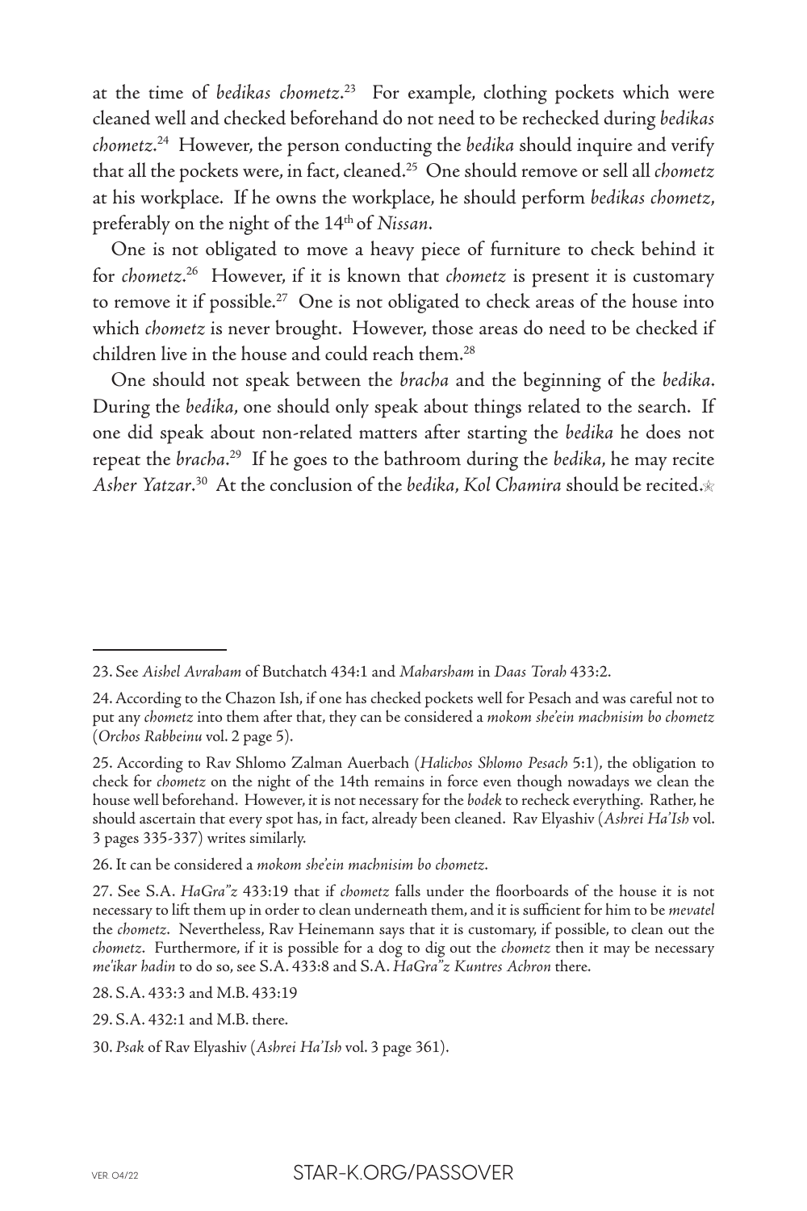at the time of *bedikas chometz*.[23] For example, clothing pockets which were cleaned well and checked beforehand do not need to be rechecked during *bedikas chometz*.[24] However, the person conducting the *bedika* should inquire and verify that all the pockets were, in fact, cleaned.[25] One should remove or sell all *chometz* at his workplace. If he owns the workplace, he should perform *bedikas chometz*, preferably on the night of the 14th of *Nissan*.

One is not obligated to move a heavy piece of furniture to check behind it for *chometz*.[26] However, if it is known that *chometz* is present it is customary to remove it if possible.[27] One is not obligated to check areas of the house into which *chometz* is never brought. However, those areas do need to be checked if children live in the house and could reach them.[28]

One should not speak between the *bracha* and the beginning of the *bedika*. During the *bedika*, one should only speak about things related to the search. If one did speak about non-related matters after starting the *bedika* he does not repeat the *bracha*.[29] If he goes to the bathroom during the *bedika*, he may recite *Asher Yatzar*.[30] At the conclusion of the *bedika*, *Kol Chamira* should be recited.✯

---

23. See *Aishel Avraham* of Butchatch 434:1 and *Maharsham* in *Daas Torah* 433:2.

24. According to the Chazon Ish, if one has checked pockets well for Pesach and was careful not to put any *chometz* into them after that, they can be considered a *mokom she'ein machnisim bo chometz* (*Orchos Rabbeinu* vol. 2 page 5).

25. According to Rav Shlomo Zalman Auerbach (*Halichos Shlomo Pesach* 5:1), the obligation to check for *chometz* on the night of the 14th remains in force even though nowadays we clean the house well beforehand. However, it is not necessary for the *bodek* to recheck everything. Rather, he should ascertain that every spot has, in fact, already been cleaned. Rav Elyashiv (*Ashrei Ha'Ish* vol. 3 pages 335-337) writes similarly.

26. It can be considered a *mokom she'ein machnisim bo chometz*.

27. See S.A. *HaGra"z* 433:19 that if *chometz* falls under the floorboards of the house it is not necessary to lift them up in order to clean underneath them, and it is sufficient for him to be *mevatel* the *chometz*. Nevertheless, Rav Heinemann says that it is customary, if possible, to clean out the *chometz*. Furthermore, if it is possible for a dog to dig out the *chometz* then it may be necessary *me'ikar hadin* to do so, see S.A. 433:8 and S.A. *HaGra"z Kuntres Achron* there.

28. S.A. 433:3 and M.B. 433:19

29. S.A. 432:1 and M.B. there.

30. *Psak* of Rav Elyashiv (*Ashrei Ha'Ish* vol. 3 page 361).